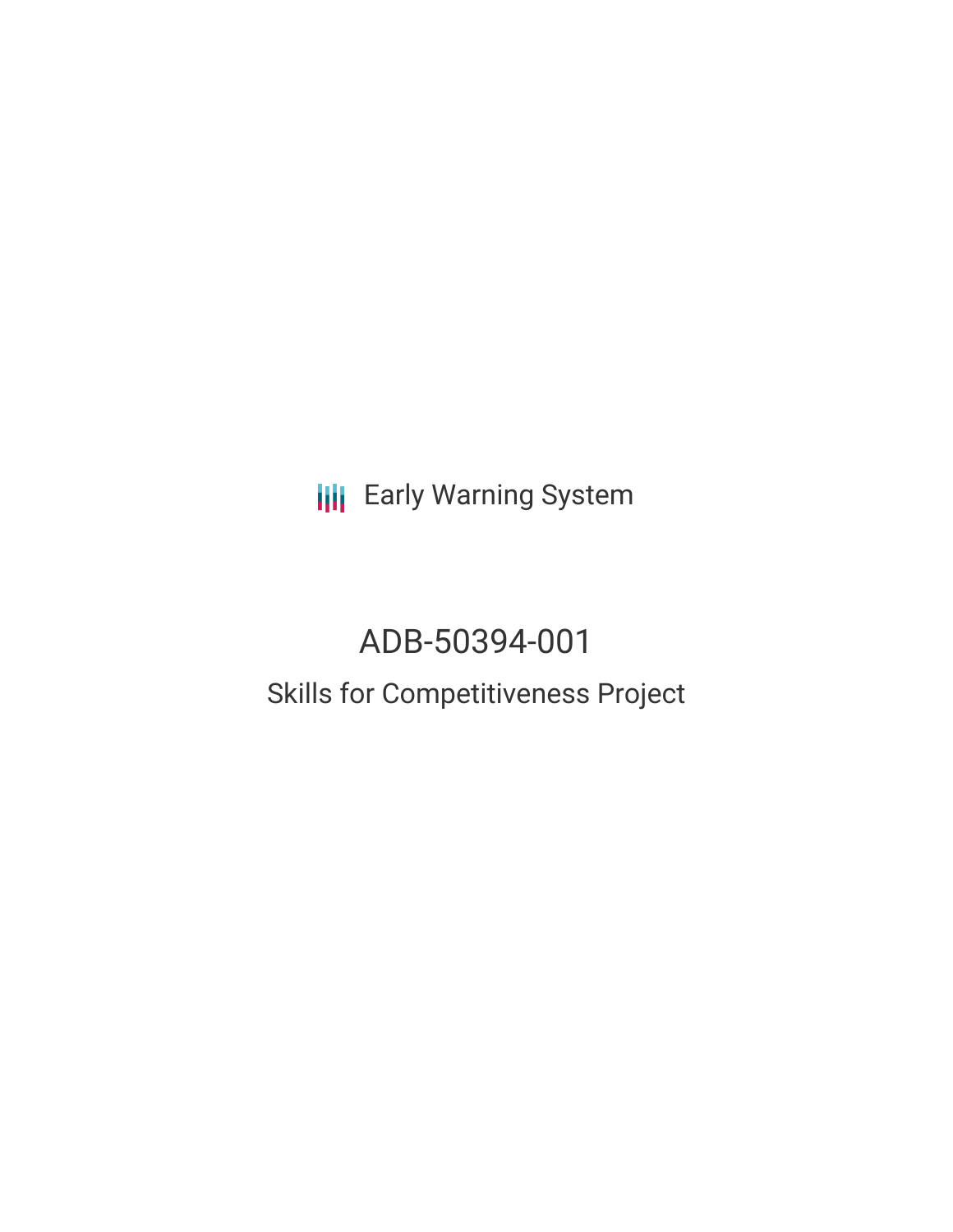Early Warning System

# ADB-50394-001

## Skills for Competitiveness Project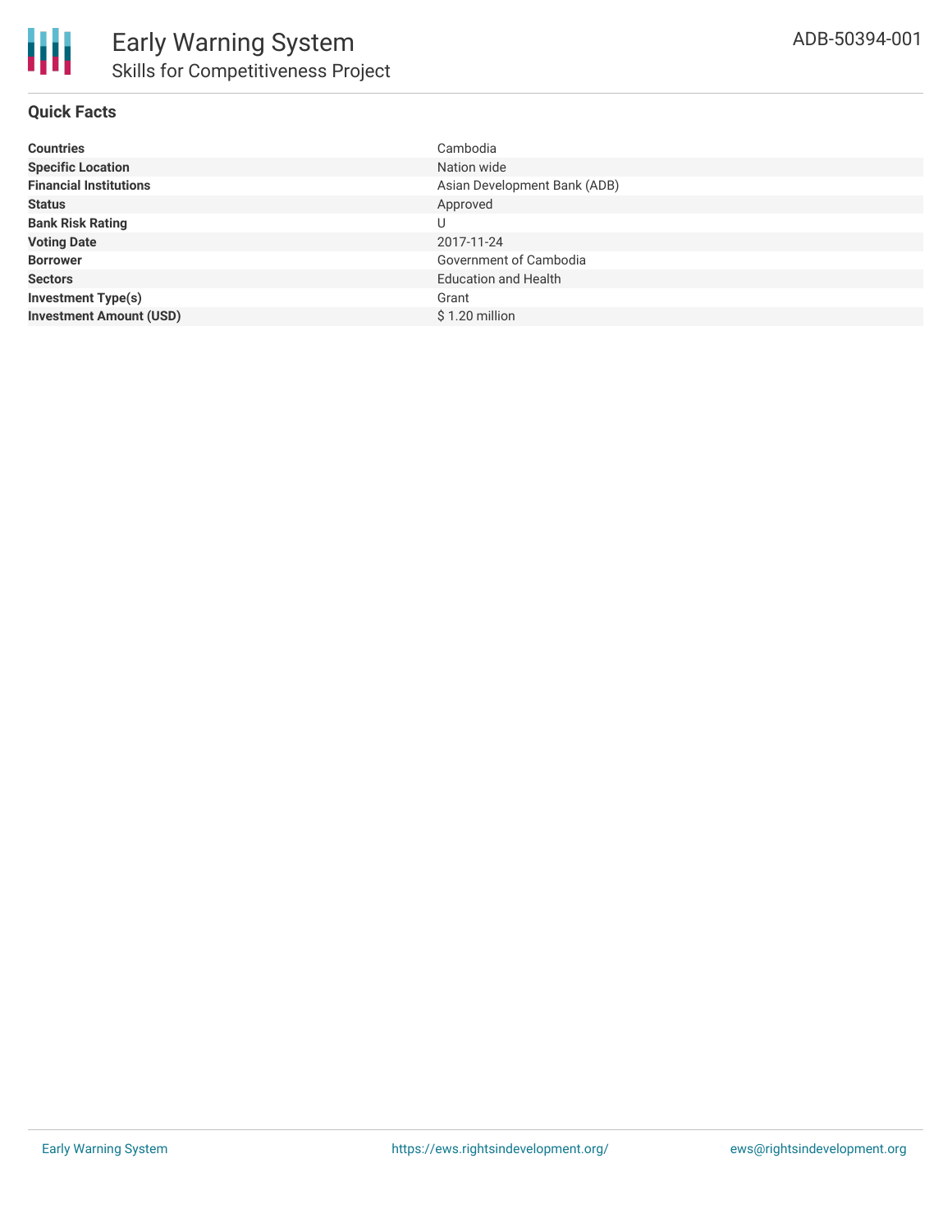# Early Warning System

## Skills for Competitiveness Project

ADB-50394-001

### Quick Facts

| | |
|---|---|
| **Countries** | Cambodia |
| **Specific Location** | Nation wide |
| **Financial Institutions** | Asian Development Bank (ADB) |
| **Status** | Approved |
| **Bank Risk Rating** | U |
| **Voting Date** | 2017-11-24 |
| **Borrower** | Government of Cambodia |
| **Sectors** | Education and Health |
| **Investment Type(s)** | Grant |
| **Investment Amount (USD)** | $ 1.20 million |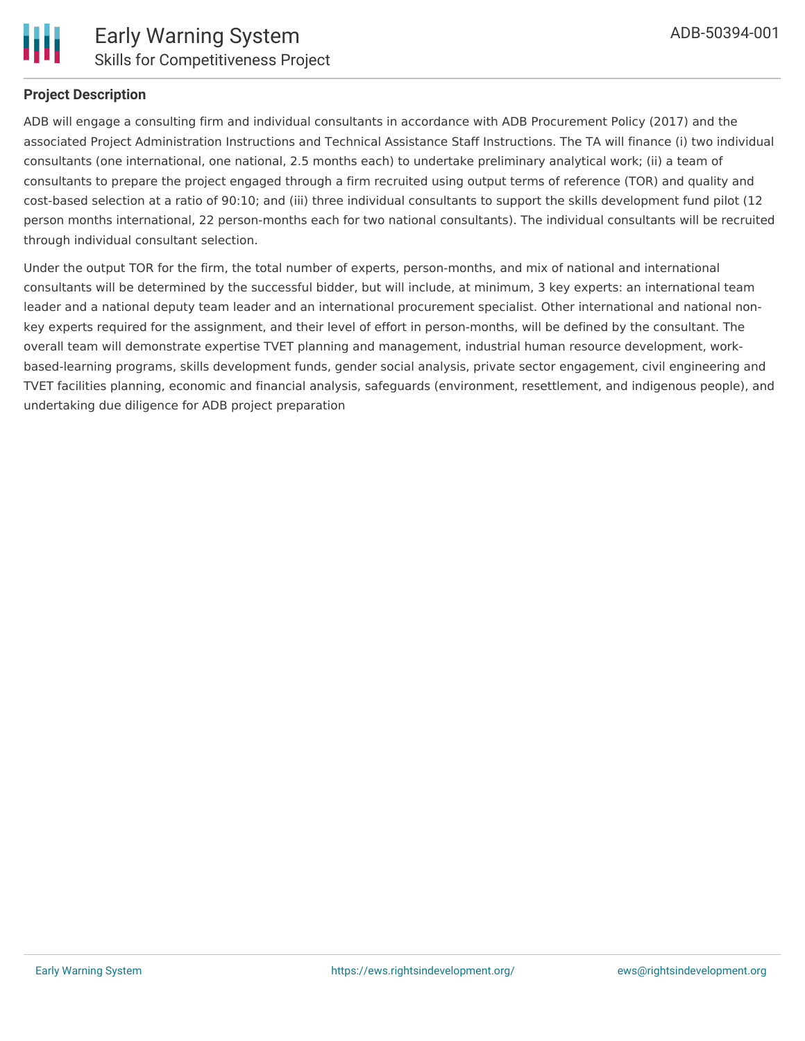### Project Description

ADB will engage a consulting firm and individual consultants in accordance with ADB Procurement Policy (2017) and the associated Project Administration Instructions and Technical Assistance Staff Instructions. The TA will finance (i) two individual consultants (one international, one national, 2.5 months each) to undertake preliminary analytical work; (ii) a team of consultants to prepare the project engaged through a firm recruited using output terms of reference (TOR) and quality and cost-based selection at a ratio of 90:10; and (iii) three individual consultants to support the skills development fund pilot (12 person months international, 22 person-months each for two national consultants). The individual consultants will be recruited through individual consultant selection.

Under the output TOR for the firm, the total number of experts, person-months, and mix of national and international consultants will be determined by the successful bidder, but will include, at minimum, 3 key experts: an international team leader and a national deputy team leader and an international procurement specialist. Other international and national non-key experts required for the assignment, and their level of effort in person-months, will be defined by the consultant. The overall team will demonstrate expertise TVET planning and management, industrial human resource development, work-based-learning programs, skills development funds, gender social analysis, private sector engagement, civil engineering and TVET facilities planning, economic and financial analysis, safeguards (environment, resettlement, and indigenous people), and undertaking due diligence for ADB project preparation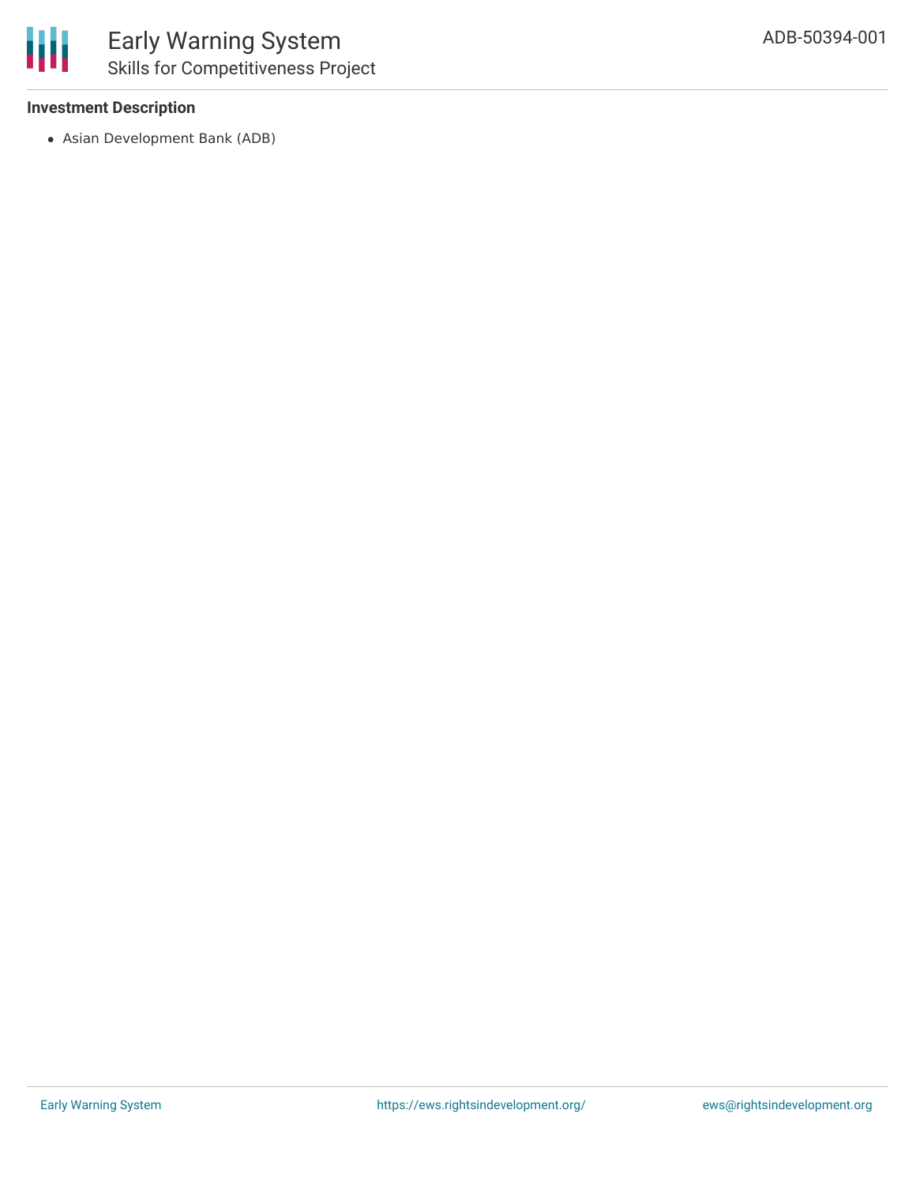**Investment Description**

- Asian Development Bank (ADB)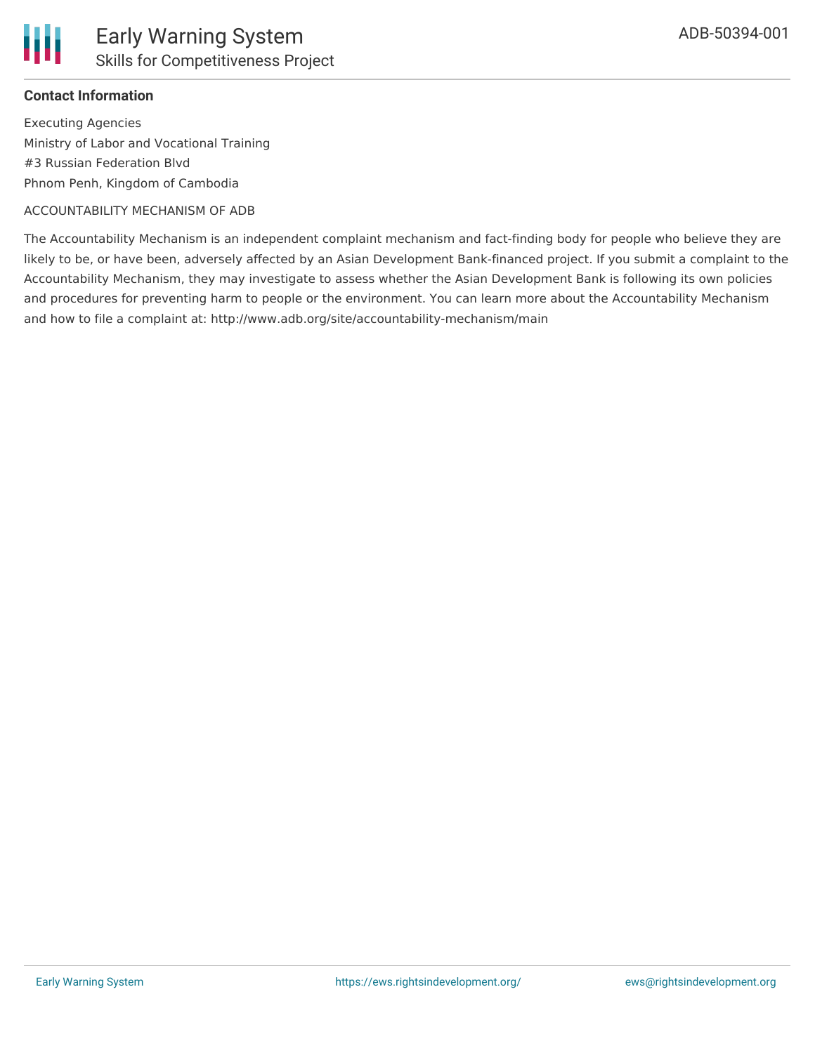### Contact Information

Executing Agencies
Ministry of Labor and Vocational Training
#3 Russian Federation Blvd
Phnom Penh, Kingdom of Cambodia

ACCOUNTABILITY MECHANISM OF ADB

The Accountability Mechanism is an independent complaint mechanism and fact-finding body for people who believe they are likely to be, or have been, adversely affected by an Asian Development Bank-financed project. If you submit a complaint to the Accountability Mechanism, they may investigate to assess whether the Asian Development Bank is following its own policies and procedures for preventing harm to people or the environment. You can learn more about the Accountability Mechanism and how to file a complaint at: http://www.adb.org/site/accountability-mechanism/main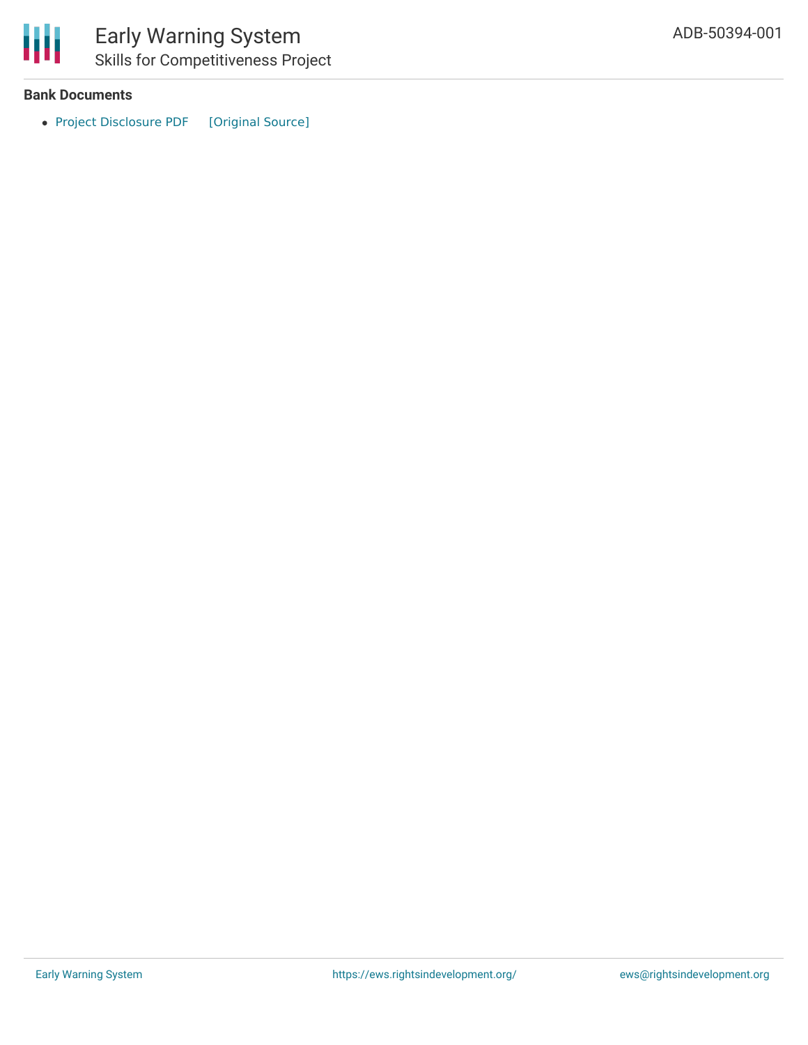### Bank Documents

- Project Disclosure PDF [Original Source]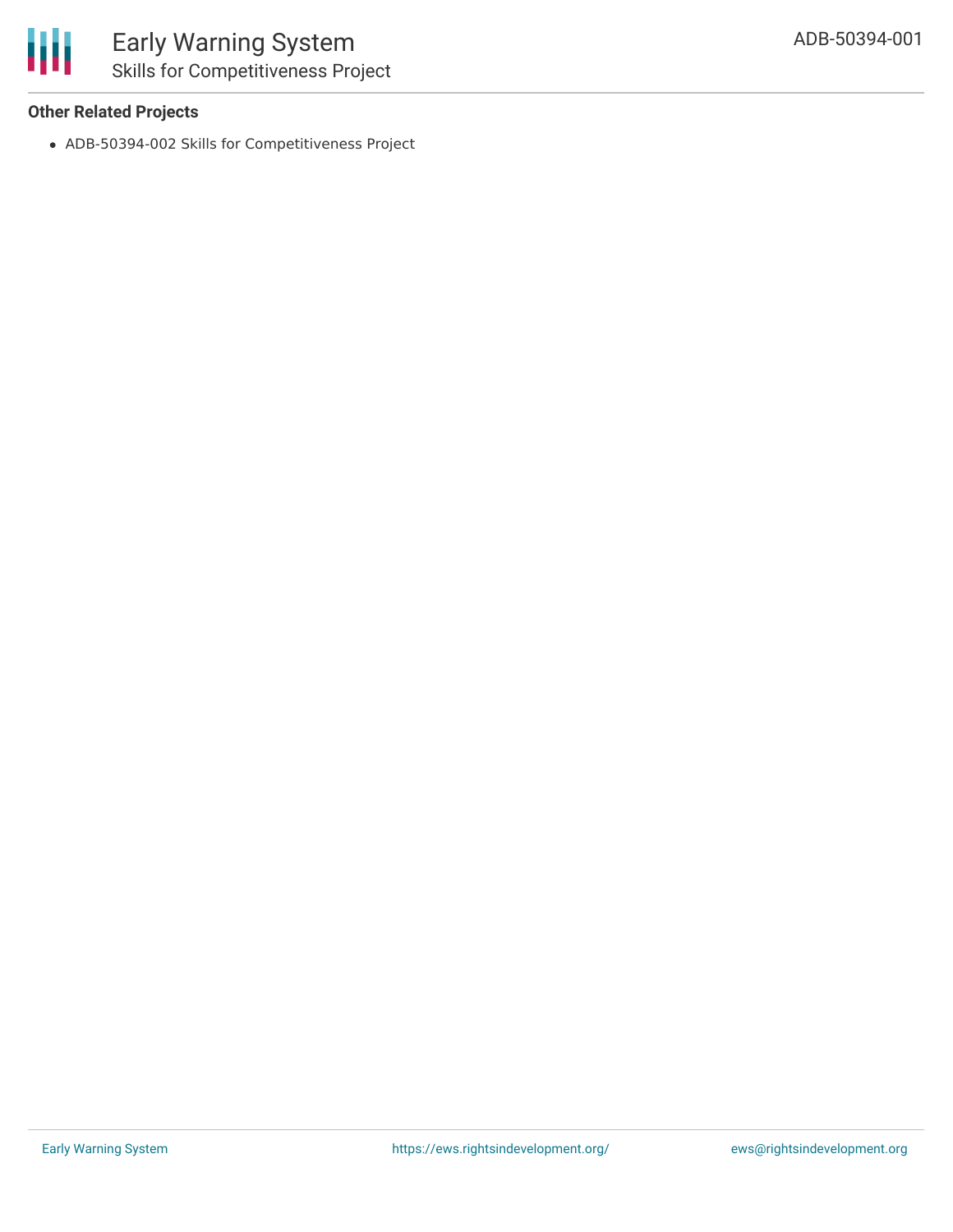**Other Related Projects**

- ADB-50394-002 Skills for Competitiveness Project